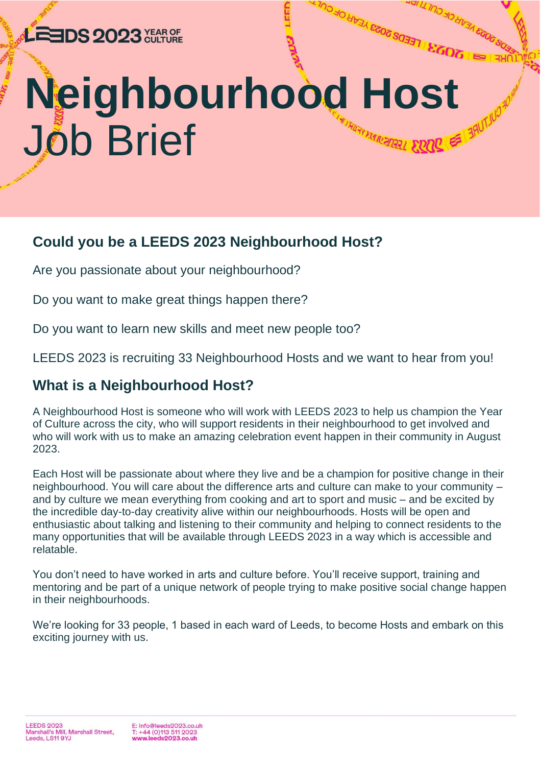# Neighbourhood Host Job Brief

## Could you be a LEEDS 2023 Neighbourhood Host?

Are you passionate about your neighbourhood?

Do you want to make great things happen there?

Do you want to learn new skills and meet new people too?

LEEDS 2023 is recruiting 33 Neighbourhood Hosts and we want to hear from you!

## What is a Neighbourhood Host?

A Neighbourhood Host is someone who will work with LEEDS 2023 to help us champion the Year of Culture across the city, who will support residents in their neighbourhood to get involved and who will work with us to make an amazing celebration event happen in their community in August 2023.

Each Host will be passionate about where they live and be a champion for positive change in their neighbourhood. You will care about the difference arts and culture can make to your community – and by culture we mean everything from cooking and art to sport and music – and be excited by the incredible day-to-day creativity alive within our neighbourhoods. Hosts will be open and enthusiastic about talking and listening to their community and helping to connect residents to the many opportunities that will be available through LEEDS 2023 in a way which is accessible and relatable.

You don't need to have worked in arts and culture before. You'll receive support, training and mentoring and be part of a unique network of people trying to make positive social change happen in their neighbourhoods.

We're looking for 33 people, 1 based in each ward of Leeds, to become Hosts and embark on this exciting journey with us.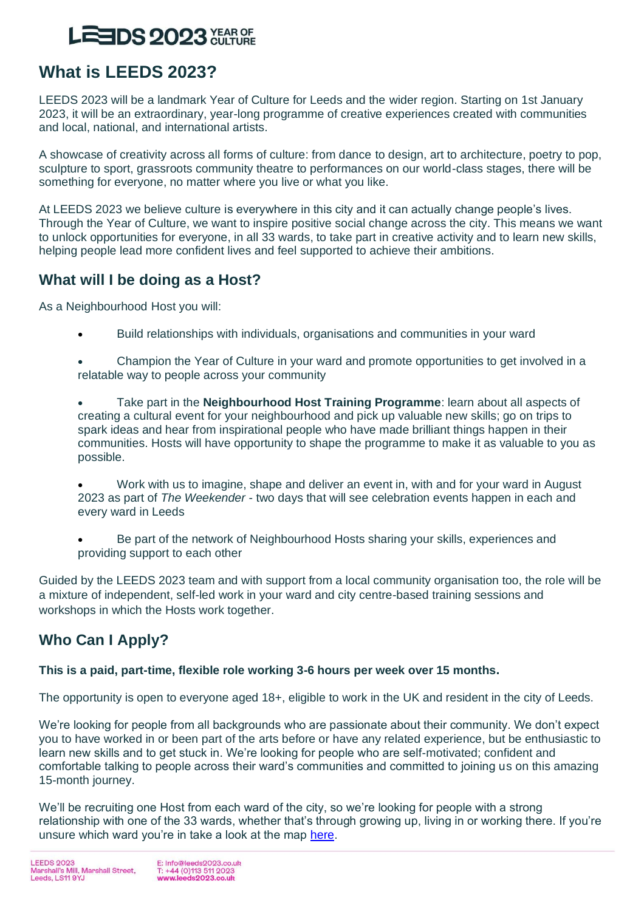## What is LEEDS 2023?

LEEDS 2023 will be a landmark Year of Culture for Leeds and the wider region. Starting on 1st January 2023, it will be an extraordinary, year-long programme of creative experiences created with communities and local, national, and international artists.

A showcase of creativity across all forms of culture: from dance to design, art to architecture, poetry to pop, sculpture to sport, grassroots community theatre to performances on our world-class stages, there will be something for everyone, no matter where you live or what you like.

At LEEDS 2023 we believe culture is everywhere in this city and it can actually change people's lives. Through the Year of Culture, we want to inspire positive social change across the city. This means we want to unlock opportunities for everyone, in all 33 wards, to take part in creative activity and to learn new skills, helping people lead more confident lives and feel supported to achieve their ambitions.

## What will I be doing as a Host?

As a Neighbourhood Host you will:

- Build relationships with individuals, organisations and communities in your ward
- Champion the Year of Culture in your ward and promote opportunities to get involved in a relatable way to people across your community
- Take part in the **Neighbourhood Host Training Programme**: learn about all aspects of creating a cultural event for your neighbourhood and pick up valuable new skills; go on trips to spark ideas and hear from inspirational people who have made brilliant things happen in their communities. Hosts will have opportunity to shape the programme to make it as valuable to you as possible.
- Work with us to imagine, shape and deliver an event in, with and for your ward in August 2023 as part of *The Weekender* - two days that will see celebration events happen in each and every ward in Leeds
- Be part of the network of Neighbourhood Hosts sharing your skills, experiences and providing support to each other

Guided by the LEEDS 2023 team and with support from a local community organisation too, the role will be a mixture of independent, self-led work in your ward and city centre-based training sessions and workshops in which the Hosts work together.

## Who Can I Apply?

**This is a paid, part-time, flexible role working 3-6 hours per week over 15 months.**

The opportunity is open to everyone aged 18+, eligible to work in the UK and resident in the city of Leeds.

We're looking for people from all backgrounds who are passionate about their community. We don't expect you to have worked in or been part of the arts before or have any related experience, but be enthusiastic to learn new skills and to get stuck in. We're looking for people who are self-motivated; confident and comfortable talking to people across their ward's communities and committed to joining us on this amazing 15-month journey.

We'll be recruiting one Host from each ward of the city, so we're looking for people with a strong relationship with one of the 33 wards, whether that's through growing up, living in or working there. If you're unsure which ward you're in take a look at the map here.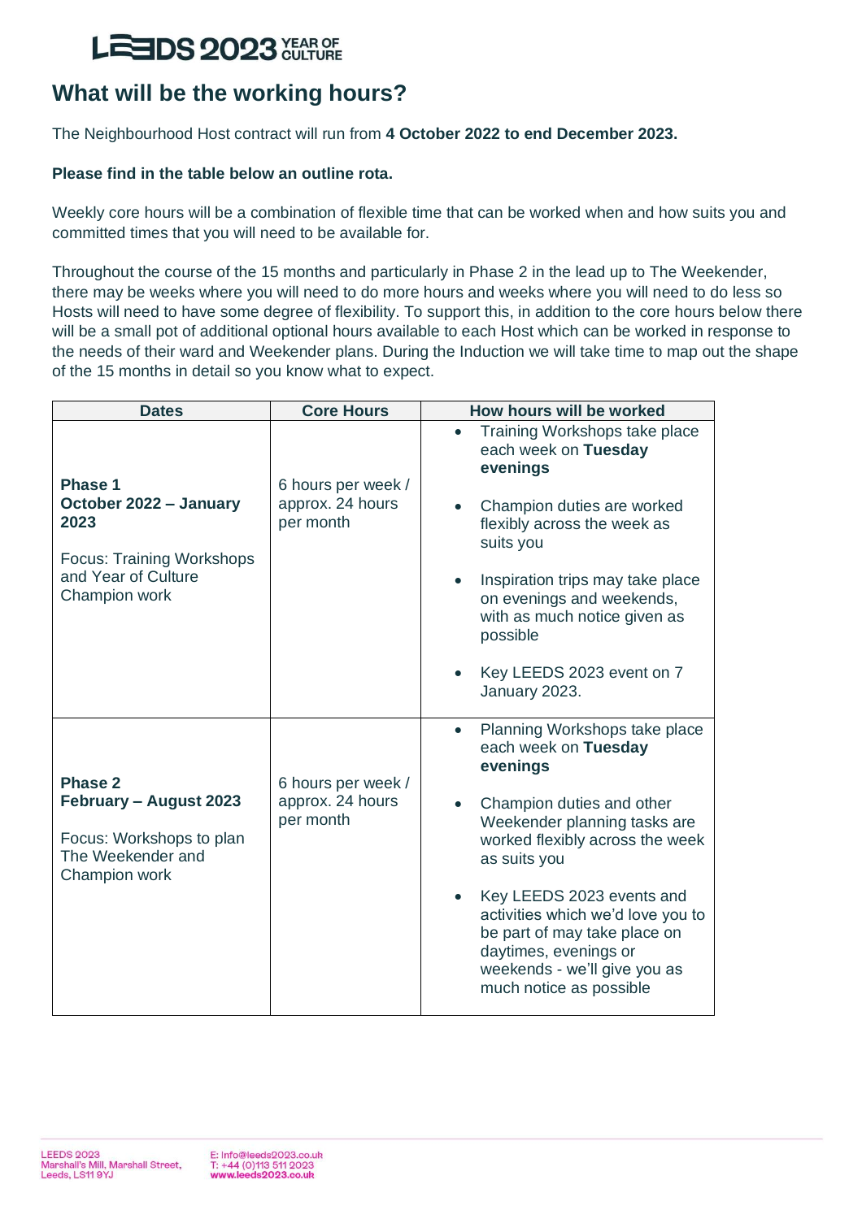# What will be the working hours?

The Neighbourhood Host contract will run from **4 October 2022 to end December 2023.**

**Please find in the table below an outline rota.**

Weekly core hours will be a combination of flexible time that can be worked when and how suits you and committed times that you will need to be available for.

Throughout the course of the 15 months and particularly in Phase 2 in the lead up to The Weekender, there may be weeks where you will need to do more hours and weeks where you will need to do less so Hosts will need to have some degree of flexibility. To support this, in addition to the core hours below there will be a small pot of additional optional hours available to each Host which can be worked in response to the needs of their ward and Weekender plans. During the Induction we will take time to map out the shape of the 15 months in detail so you know what to expect.

| Dates | Core Hours | How hours will be worked |
|---|---|---|
| **Phase 1**<br>**October 2022 – January 2023**<br><br>Focus: Training Workshops and Year of Culture Champion work | 6 hours per week / approx. 24 hours per month | • Training Workshops take place each week on **Tuesday evenings**<br><br>• Champion duties are worked flexibly across the week as suits you<br><br>• Inspiration trips may take place on evenings and weekends, with as much notice given as possible<br><br>• Key LEEDS 2023 event on 7 January 2023. |
| **Phase 2**<br>**February – August 2023**<br><br>Focus: Workshops to plan The Weekender and Champion work | 6 hours per week / approx. 24 hours per month | • Planning Workshops take place each week on **Tuesday evenings**<br><br>• Champion duties and other Weekender planning tasks are worked flexibly across the week as suits you<br><br>• Key LEEDS 2023 events and activities which we'd love you to be part of may take place on daytimes, evenings or weekends - we'll give you as much notice as possible |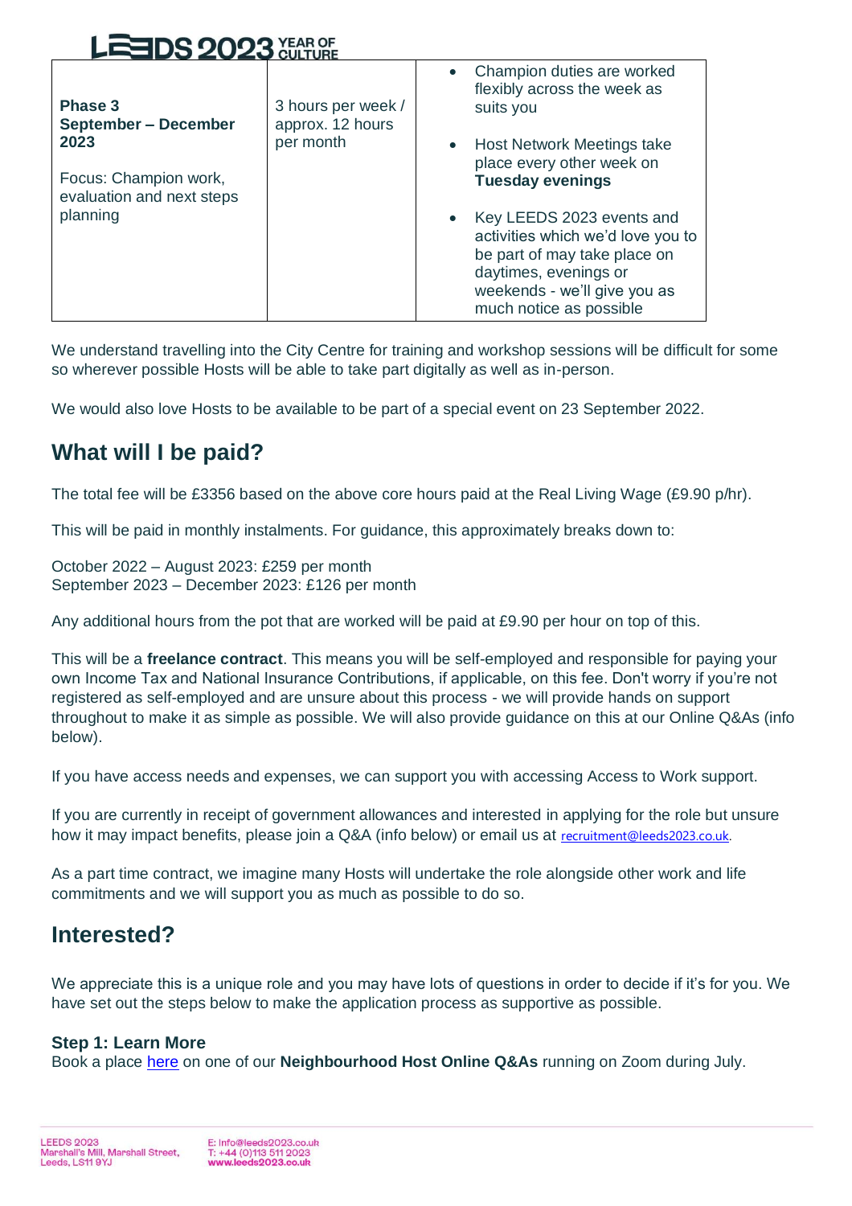| Phase 3<br>**September – December 2023**<br><br>Focus: Champion work, evaluation and next steps planning | 3 hours per week / approx. 12 hours per month | • Champion duties are worked flexibly across the week as suits you<br>• Host Network Meetings take place every other week on **Tuesday evenings**<br>• Key LEEDS 2023 events and activities which we'd love you to be part of may take place on daytimes, evenings or weekends - we'll give you as much notice as possible |
|---|---|---|

We understand travelling into the City Centre for training and workshop sessions will be difficult for some so wherever possible Hosts will be able to take part digitally as well as in-person.

We would also love Hosts to be available to be part of a special event on 23 September 2022.

## What will I be paid?

The total fee will be £3356 based on the above core hours paid at the Real Living Wage (£9.90 p/hr).

This will be paid in monthly instalments. For guidance, this approximately breaks down to:

October 2022 – August 2023: £259 per month
September 2023 – December 2023: £126 per month

Any additional hours from the pot that are worked will be paid at £9.90 per hour on top of this.

This will be a **freelance contract**. This means you will be self-employed and responsible for paying your own Income Tax and National Insurance Contributions, if applicable, on this fee. Don't worry if you're not registered as self-employed and are unsure about this process - we will provide hands on support throughout to make it as simple as possible. We will also provide guidance on this at our Online Q&As (info below).

If you have access needs and expenses, we can support you with accessing Access to Work support.

If you are currently in receipt of government allowances and interested in applying for the role but unsure how it may impact benefits, please join a Q&A (info below) or email us at recruitment@leeds2023.co.uk.

As a part time contract, we imagine many Hosts will undertake the role alongside other work and life commitments and we will support you as much as possible to do so.

## Interested?

We appreciate this is a unique role and you may have lots of questions in order to decide if it's for you. We have set out the steps below to make the application process as supportive as possible.

### Step 1: Learn More

Book a place here on one of our **Neighbourhood Host Online Q&As** running on Zoom during July.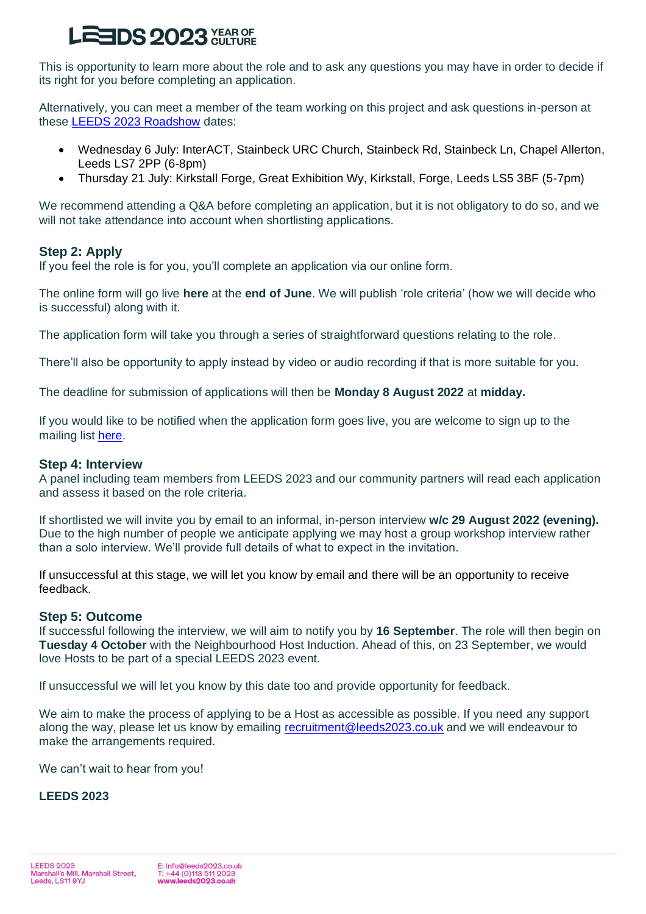This is opportunity to learn more about the role and to ask any questions you may have in order to decide if its right for you before completing an application.

Alternatively, you can meet a member of the team working on this project and ask questions in-person at these LEEDS 2023 Roadshow dates:

- Wednesday 6 July: InterACT, Stainbeck URC Church, Stainbeck Rd, Stainbeck Ln, Chapel Allerton, Leeds LS7 2PP (6-8pm)
- Thursday 21 July: Kirkstall Forge, Great Exhibition Wy, Kirkstall, Forge, Leeds LS5 3BF (5-7pm)

We recommend attending a Q&A before completing an application, but it is not obligatory to do so, and we will not take attendance into account when shortlisting applications.

### Step 2: Apply

If you feel the role is for you, you'll complete an application via our online form.

The online form will go live **here** at the **end of June**. We will publish 'role criteria' (how we will decide who is successful) along with it.

The application form will take you through a series of straightforward questions relating to the role.

There'll also be opportunity to apply instead by video or audio recording if that is more suitable for you.

The deadline for submission of applications will then be **Monday 8 August 2022** at **midday.**

If you would like to be notified when the application form goes live, you are welcome to sign up to the mailing list here.

### Step 4: Interview

A panel including team members from LEEDS 2023 and our community partners will read each application and assess it based on the role criteria.

If shortlisted we will invite you by email to an informal, in-person interview **w/c 29 August 2022 (evening).** Due to the high number of people we anticipate applying we may host a group workshop interview rather than a solo interview. We'll provide full details of what to expect in the invitation.

If unsuccessful at this stage, we will let you know by email and there will be an opportunity to receive feedback.

### Step 5: Outcome

If successful following the interview, we will aim to notify you by **16 September**. The role will then begin on **Tuesday 4 October** with the Neighbourhood Host Induction. Ahead of this, on 23 September, we would love Hosts to be part of a special LEEDS 2023 event.

If unsuccessful we will let you know by this date too and provide opportunity for feedback.

We aim to make the process of applying to be a Host as accessible as possible. If you need any support along the way, please let us know by emailing recruitment@leeds2023.co.uk and we will endeavour to make the arrangements required.

We can't wait to hear from you!

**LEEDS 2023**